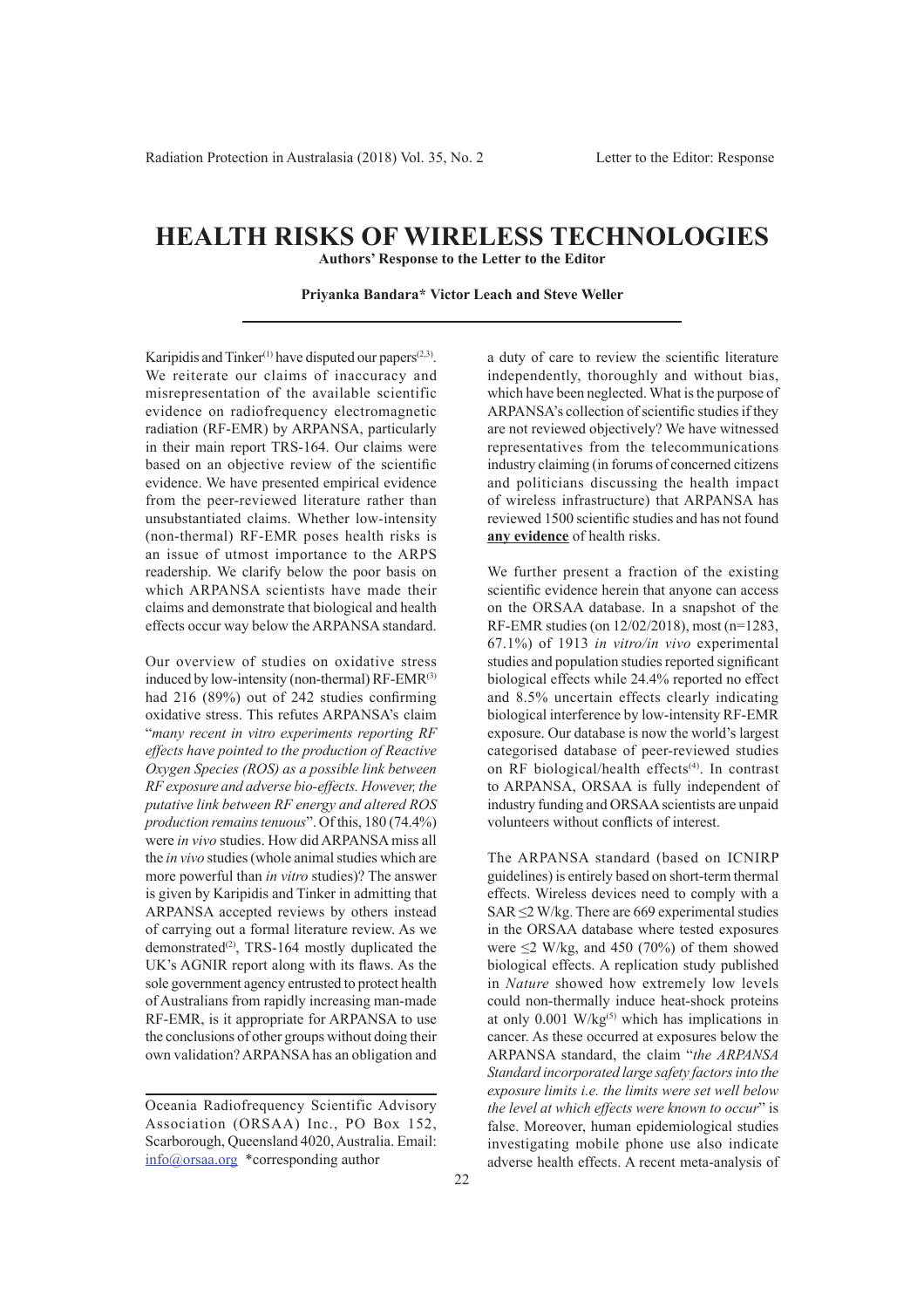# HEALTH RISKS OF WIRELESS TECHNOLOGIES

**Authors' Response to the Letter to the Editor**

**Priyanka Bandara* Victor Leach and Steve Weller**

Karipidis and Tinker[1] have disputed our papers[2,3]. We reiterate our claims of inaccuracy and misrepresentation of the available scientific evidence on radiofrequency electromagnetic radiation (RF-EMR) by ARPANSA, particularly in their main report TRS-164. Our claims were based on an objective review of the scientific evidence. We have presented empirical evidence from the peer-reviewed literature rather than unsubstantiated claims. Whether low-intensity (non-thermal) RF-EMR poses health risks is an issue of utmost importance to the ARPS readership. We clarify below the poor basis on which ARPANSA scientists have made their claims and demonstrate that biological and health effects occur way below the ARPANSA standard.

Our overview of studies on oxidative stress induced by low-intensity (non-thermal) RF-EMR[3] had 216 (89%) out of 242 studies confirming oxidative stress. This refutes ARPANSA's claim "*many recent in vitro experiments reporting RF effects have pointed to the production of Reactive Oxygen Species (ROS) as a possible link between RF exposure and adverse bio-effects. However, the putative link between RF energy and altered ROS production remains tenuous*". Of this, 180 (74.4%) were *in vivo* studies. How did ARPANSA miss all the *in vivo* studies (whole animal studies which are more powerful than *in vitro* studies)? The answer is given by Karipidis and Tinker in admitting that ARPANSA accepted reviews by others instead of carrying out a formal literature review. As we demonstrated[2], TRS-164 mostly duplicated the UK's AGNIR report along with its flaws. As the sole government agency entrusted to protect health of Australians from rapidly increasing man-made RF-EMR, is it appropriate for ARPANSA to use the conclusions of other groups without doing their own validation? ARPANSA has an obligation and a duty of care to review the scientific literature independently, thoroughly and without bias, which have been neglected. What is the purpose of ARPANSA's collection of scientific studies if they are not reviewed objectively? We have witnessed representatives from the telecommunications industry claiming (in forums of concerned citizens and politicians discussing the health impact of wireless infrastructure) that ARPANSA has reviewed 1500 scientific studies and has not found **<u>any evidence</u>** of health risks.

We further present a fraction of the existing scientific evidence herein that anyone can access on the ORSAA database. In a snapshot of the RF-EMR studies (on 12/02/2018), most (n=1283, 67.1%) of 1913 *in vitro/in vivo* experimental studies and population studies reported significant biological effects while 24.4% reported no effect and 8.5% uncertain effects clearly indicating biological interference by low-intensity RF-EMR exposure. Our database is now the world's largest categorised database of peer-reviewed studies on RF biological/health effects[4]. In contrast to ARPANSA, ORSAA is fully independent of industry funding and ORSAA scientists are unpaid volunteers without conflicts of interest.

The ARPANSA standard (based on ICNIRP guidelines) is entirely based on short-term thermal effects. Wireless devices need to comply with a SAR ≤2 W/kg. There are 669 experimental studies in the ORSAA database where tested exposures were ≤2 W/kg, and 450 (70%) of them showed biological effects. A replication study published in *Nature* showed how extremely low levels could non-thermally induce heat-shock proteins at only 0.001 W/kg[5] which has implications in cancer. As these occurred at exposures below the ARPANSA standard, the claim "*the ARPANSA Standard incorporated large safety factors into the exposure limits i.e. the limits were set well below the level at which effects were known to occur*" is false. Moreover, human epidemiological studies investigating mobile phone use also indicate adverse health effects. A recent meta-analysis of

---

Oceania Radiofrequency Scientific Advisory Association (ORSAA) Inc., PO Box 152, Scarborough, Queensland 4020, Australia. Email: info@orsaa.org *corresponding author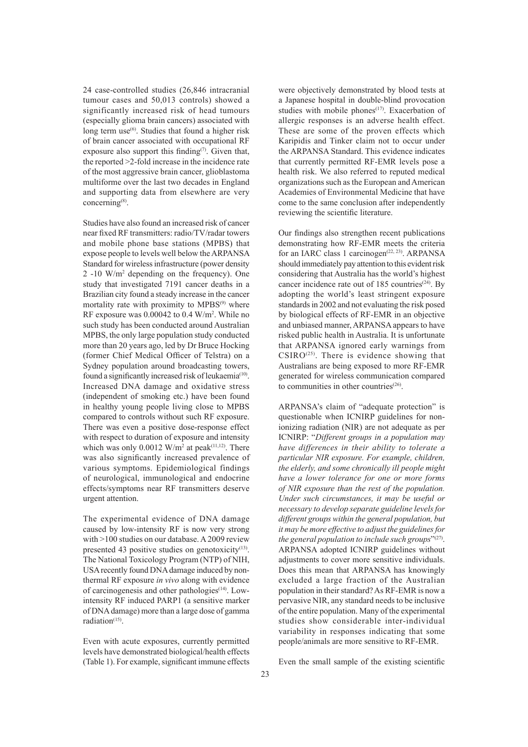24 case-controlled studies (26,846 intracranial tumour cases and 50,013 controls) showed a significantly increased risk of head tumours (especially glioma brain cancers) associated with long term use[6]. Studies that found a higher risk of brain cancer associated with occupational RF exposure also support this finding[7]. Given that, the reported >2-fold increase in the incidence rate of the most aggressive brain cancer, glioblastoma multiforme over the last two decades in England and supporting data from elsewhere are very concerning[8].

Studies have also found an increased risk of cancer near fixed RF transmitters: radio/TV/radar towers and mobile phone base stations (MPBS) that expose people to levels well below the ARPANSA Standard for wireless infrastructure (power density 2 -10 W/m$^2$ depending on the frequency). One study that investigated 7191 cancer deaths in a Brazilian city found a steady increase in the cancer mortality rate with proximity to MPBS[9] where RF exposure was 0.00042 to 0.4 W/m$^2$. While no such study has been conducted around Australian MPBS, the only large population study conducted more than 20 years ago, led by Dr Bruce Hocking (former Chief Medical Officer of Telstra) on a Sydney population around broadcasting towers, found a significantly increased risk of leukaemia[10]. Increased DNA damage and oxidative stress (independent of smoking etc.) have been found in healthy young people living close to MPBS compared to controls without such RF exposure. There was even a positive dose-response effect with respect to duration of exposure and intensity which was only 0.0012 W/m$^2$ at peak[11,12]. There was also significantly increased prevalence of various symptoms. Epidemiological findings of neurological, immunological and endocrine effects/symptoms near RF transmitters deserve urgent attention.

The experimental evidence of DNA damage caused by low-intensity RF is now very strong with >100 studies on our database. A 2009 review presented 43 positive studies on genotoxicity[13]. The National Toxicology Program (NTP) of NIH, USA recently found DNA damage induced by non-thermal RF exposure *in vivo* along with evidence of carcinogenesis and other pathologies[14]. Low-intensity RF induced PARP1 (a sensitive marker of DNA damage) more than a large dose of gamma radiation[15].

Even with acute exposures, currently permitted levels have demonstrated biological/health effects (Table 1). For example, significant immune effects were objectively demonstrated by blood tests at a Japanese hospital in double-blind provocation studies with mobile phones[17]. Exacerbation of allergic responses is an adverse health effect. These are some of the proven effects which Karipidis and Tinker claim not to occur under the ARPANSA Standard. This evidence indicates that currently permitted RF-EMR levels pose a health risk. We also referred to reputed medical organizations such as the European and American Academies of Environmental Medicine that have come to the same conclusion after independently reviewing the scientific literature.

Our findings also strengthen recent publications demonstrating how RF-EMR meets the criteria for an IARC class 1 carcinogen[22, 23]. ARPANSA should immediately pay attention to this evident risk considering that Australia has the world's highest cancer incidence rate out of 185 countries[24]. By adopting the world's least stringent exposure standards in 2002 and not evaluating the risk posed by biological effects of RF-EMR in an objective and unbiased manner, ARPANSA appears to have risked public health in Australia. It is unfortunate that ARPANSA ignored early warnings from CSIRO[25]. There is evidence showing that Australians are being exposed to more RF-EMR generated for wireless communication compared to communities in other countries[26].

ARPANSA's claim of "adequate protection" is questionable when ICNIRP guidelines for non-ionizing radiation (NIR) are not adequate as per ICNIRP: "*Different groups in a population may have differences in their ability to tolerate a particular NIR exposure. For example, children, the elderly, and some chronically ill people might have a lower tolerance for one or more forms of NIR exposure than the rest of the population. Under such circumstances, it may be useful or necessary to develop separate guideline levels for different groups within the general population, but it may be more effective to adjust the guidelines for the general population to include such groups*"[27]. ARPANSA adopted ICNIRP guidelines without adjustments to cover more sensitive individuals. Does this mean that ARPANSA has knowingly excluded a large fraction of the Australian population in their standard? As RF-EMR is now a pervasive NIR, any standard needs to be inclusive of the entire population. Many of the experimental studies show considerable inter-individual variability in responses indicating that some people/animals are more sensitive to RF-EMR.

Even the small sample of the existing scientific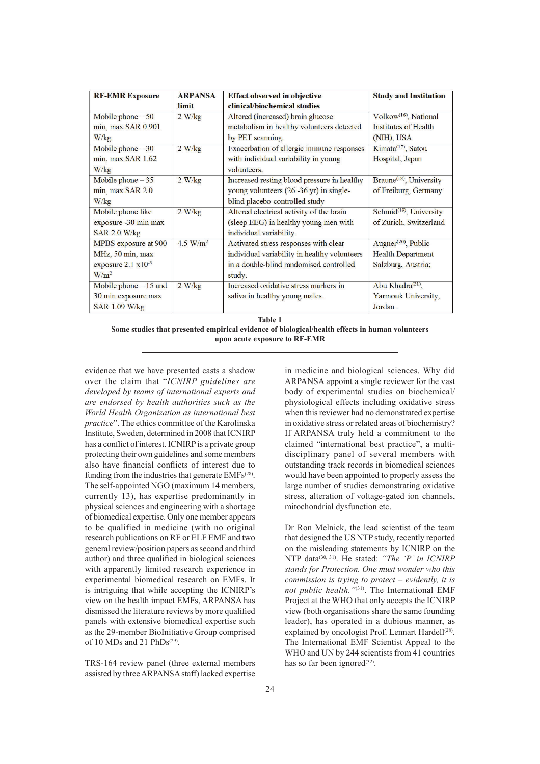| RF-EMR Exposure | ARPANSA limit | Effect observed in objective clinical/biochemical studies | Study and Institution |
|---|---|---|---|
| Mobile phone – 50 min, max SAR 0.901 W/kg. | 2 W/kg | Altered (increased) brain glucose metabolism in healthy volunteers detected by PET scanning. | Volkow[16], National Institutes of Health (NIH), USA |
| Mobile phone – 30 min, max SAR 1.62 W/kg | 2 W/kg | Exacerbation of allergic immune responses with individual variability in young volunteers. | Kimata[17], Satou Hospital, Japan |
| Mobile phone – 35 min, max SAR 2.0 W/kg | 2 W/kg | Increased resting blood pressure in healthy young volunteers (26 -36 yr) in single-blind placebo-controlled study | Braune[18], University of Freiburg, Germany |
| Mobile phone like exposure -30 min max SAR 2.0 W/kg | 2 W/kg | Altered electrical activity of the brain (sleep EEG) in healthy young men with individual variability. | Schmid[19], University of Zurich, Switzerland |
| MPBS exposure at 900 MHz, 50 min, max exposure $2.1 \times 10^{-3}$ $W/m^2$ | 4.5 $W/m^2$ | Activated stress responses with clear individual variability in healthy volunteers in a double-blind randomised controlled study. | Augner[20], Public Health Department Salzburg, Austria; |
| Mobile phone – 15 and 30 min exposure max SAR 1.09 W/kg | 2 W/kg | Increased oxidative stress markers in saliva in healthy young males. | Abu Khadra[21], Yarmouk University, Jordan . |

**Table 1**
**Some studies that presented empirical evidence of biological/health effects in human volunteers upon acute exposure to RF-EMR**

evidence that we have presented casts a shadow over the claim that "*ICNIRP guidelines are developed by teams of international experts and are endorsed by health authorities such as the World Health Organization as international best practice*". The ethics committee of the Karolinska Institute, Sweden, determined in 2008 that ICNIRP has a conflict of interest. ICNIRP is a private group protecting their own guidelines and some members also have financial conflicts of interest due to funding from the industries that generate EMFs[28]. The self-appointed NGO (maximum 14 members, currently 13), has expertise predominantly in physical sciences and engineering with a shortage of biomedical expertise. Only one member appears to be qualified in medicine (with no original research publications on RF or ELF EMF and two general review/position papers as second and third author) and three qualified in biological sciences with apparently limited research experience in experimental biomedical research on EMFs. It is intriguing that while accepting the ICNIRP's view on the health impact EMFs, ARPANSA has dismissed the literature reviews by more qualified panels with extensive biomedical expertise such as the 29-member BioInitiative Group comprised of 10 MDs and 21 PhDs[29].

TRS-164 review panel (three external members assisted by three ARPANSA staff) lacked expertise in medicine and biological sciences. Why did ARPANSA appoint a single reviewer for the vast body of experimental studies on biochemical/physiological effects including oxidative stress when this reviewer had no demonstrated expertise in oxidative stress or related areas of biochemistry? If ARPANSA truly held a commitment to the claimed "international best practice", a multi-disciplinary panel of several members with outstanding track records in biomedical sciences would have been appointed to properly assess the large number of studies demonstrating oxidative stress, alteration of voltage-gated ion channels, mitochondrial dysfunction etc.

Dr Ron Melnick, the lead scientist of the team that designed the US NTP study, recently reported on the misleading statements by ICNIRP on the NTP data[30, 31]. He stated: *"The 'P' in ICNIRP stands for Protection. One must wonder who this commission is trying to protect – evidently, it is not public health."*[31]. The International EMF Project at the WHO that only accepts the ICNIRP view (both organisations share the same founding leader), has operated in a dubious manner, as explained by oncologist Prof. Lennart Hardell[28]. The International EMF Scientist Appeal to the WHO and UN by 244 scientists from 41 countries has so far been ignored[32].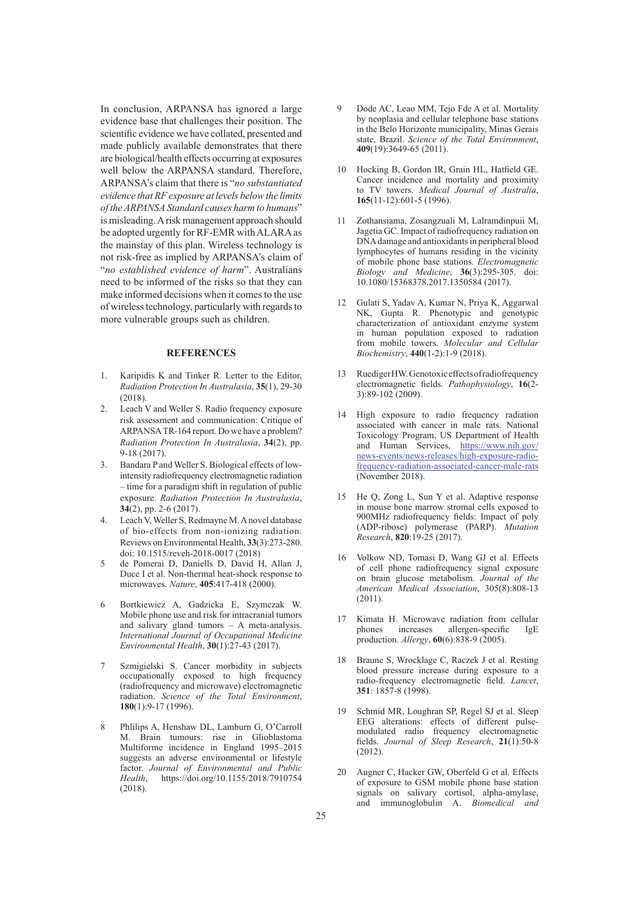In conclusion, ARPANSA has ignored a large evidence base that challenges their position. The scientific evidence we have collated, presented and made publicly available demonstrates that there are biological/health effects occurring at exposures well below the ARPANSA standard. Therefore, ARPANSA's claim that there is "*no substantiated evidence that RF exposure at levels below the limits of the ARPANSA Standard causes harm to humans*" is misleading. A risk management approach should be adopted urgently for RF-EMR with ALARA as the mainstay of this plan. Wireless technology is not risk-free as implied by ARPANSA's claim of "*no established evidence of harm*". Australians need to be informed of the risks so that they can make informed decisions when it comes to the use of wireless technology, particularly with regards to more vulnerable groups such as children.

## REFERENCES

1. Karipidis K and Tinker R. Letter to the Editor, *Radiation Protection In Australasia*, **35**(1), 29-30 (2018).
2. Leach V and Weller S. Radio frequency exposure risk assessment and communication: Critique of ARPANSA TR-164 report. Do we have a problem? *Radiation Protection In Australasia*, **34**(2), pp. 9-18 (2017).
3. Bandara P and Weller S. Biological effects of low-intensity radiofrequency electromagnetic radiation – time for a paradigm shift in regulation of public exposure. *Radiation Protection In Australasia*, **34**(2), pp. 2-6 (2017).
4. Leach V, Weller S, Redmayne M. A novel database of bio-effects from non-ionizing radiation. Reviews on Environmental Health, **33**(3):273-280. doi: 10.1515/reveh-2018-0017 (2018)
5. de Pomerai D, Daniells D, David H, Allan J, Duce I et al. Non-thermal heat-shock response to microwaves. *Nature*, **405**:417-418 (2000).
6. Bortkiewicz A, Gadzicka E, Szymczak W. Mobile phone use and risk for intracranial tumors and salivary gland tumors – A meta-analysis. *International Journal of Occupational Medicine Environmental Health*, **30**(1):27-43 (2017).
7. Szmigielski S. Cancer morbidity in subjects occupationally exposed to high frequency (radiofrequency and microwave) electromagnetic radiation. *Science of the Total Environment*, **180**(1):9-17 (1996).
8. Phlilips A, Henshaw DL, Lamburn G, O'Carroll M. Brain tumours: rise in Glioblastoma Multiforme incidence in England 1995–2015 suggests an adverse environmental or lifestyle factor. *Journal of Environmental and Public Health*, https://doi.org/10.1155/2018/7910754 (2018).
9. Dode AC, Leao MM, Tejo Fde A et al. Mortality by neoplasia and cellular telephone base stations in the Belo Horizonte municipality, Minas Gerais state, Brazil. *Science of the Total Environment*, **409**(19):3649-65 (2011).
10. Hocking B, Gordon IR, Grain HL, Hatfield GE. Cancer incidence and mortality and proximity to TV towers. *Medical Journal of Australia*, **165**(11-12):601-5 (1996).
11. Zothansiama, Zosangzuali M, Lalramdinpuii M, Jagetia GC. Impact of radiofrequency radiation on DNA damage and antioxidants in peripheral blood lymphocytes of humans residing in the vicinity of mobile phone base stations. *Electromagnetic Biology and Medicine*, **36**(3):295-305. doi: 10.1080/15368378.2017.1350584 (2017).
12. Gulati S, Yadav A, Kumar N, Priya K, Aggarwal NK, Gupta R. Phenotypic and genotypic characterization of antioxidant enzyme system in human population exposed to radiation from mobile towers. *Molecular and Cellular Biochemistry*, **440**(1-2):1-9 (2018).
13. Ruediger HW. Genotoxic effects of radiofrequency electromagnetic fields. *Pathophysiology*, **16**(2-3):89-102 (2009).
14. High exposure to radio frequency radiation associated with cancer in male rats. National Toxicology Program, US Department of Health and Human Services, https://www.nih.gov/news-events/news-releases/high-exposure-radio-frequency-radiation-associated-cancer-male-rats (November 2018).
15. He Q, Zong L, Sun Y et al. Adaptive response in mouse bone marrow stromal cells exposed to 900MHz radiofrequency fields: Impact of poly (ADP-ribose) polymerase (PARP). *Mutation Research*, **820**:19-25 (2017).
16. Volkow ND, Tomasi D, Wang GJ et al. Effects of cell phone radiofrequency signal exposure on brain glucose metabolism. *Journal of the American Medical Association*, 305(8):808-13 (2011).
17. Kimata H. Microwave radiation from cellular phones increases allergen-specific IgE production. *Allergy*, **60**(6):838-9 (2005).
18. Braune S, Wrocklage C, Raczek J et al. Resting blood pressure increase during exposure to a radio-frequency electromagnetic field. *Lancet*, **351**: 1857-8 (1998).
19. Schmid MR, Loughran SP, Regel SJ et al. Sleep EEG alterations: effects of different pulse-modulated radio frequency electromagnetic fields. *Journal of Sleep Research*, **21**(1):50-8 (2012).
20. Augner C, Hacker GW, Oberfeld G et al. Effects of exposure to GSM mobile phone base station signals on salivary cortisol, alpha-amylase, and immunoglobulin A. *Biomedical and*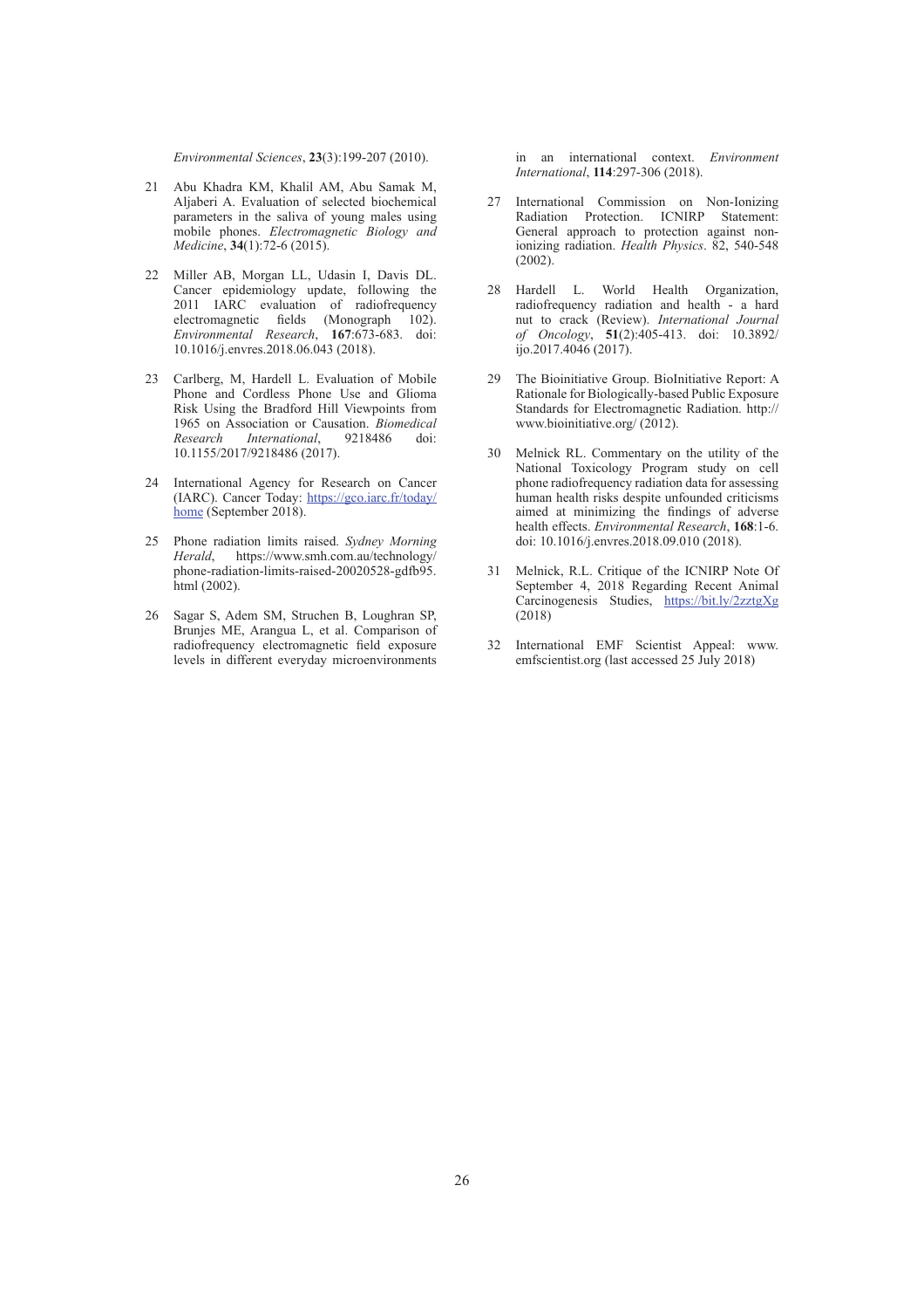*Environmental Sciences*, **23**(3):199-207 (2010).

21 Abu Khadra KM, Khalil AM, Abu Samak M, Aljaberi A. Evaluation of selected biochemical parameters in the saliva of young males using mobile phones. *Electromagnetic Biology and Medicine*, **34**(1):72-6 (2015).

22 Miller AB, Morgan LL, Udasin I, Davis DL. Cancer epidemiology update, following the 2011 IARC evaluation of radiofrequency electromagnetic fields (Monograph 102). *Environmental Research*, **167**:673-683. doi: 10.1016/j.envres.2018.06.043 (2018).

23 Carlberg, M, Hardell L. Evaluation of Mobile Phone and Cordless Phone Use and Glioma Risk Using the Bradford Hill Viewpoints from 1965 on Association or Causation. *Biomedical Research International*, 9218486 doi: 10.1155/2017/9218486 (2017).

24 International Agency for Research on Cancer (IARC). Cancer Today: https://gco.iarc.fr/today/home (September 2018).

25 Phone radiation limits raised. *Sydney Morning Herald*, https://www.smh.com.au/technology/phone-radiation-limits-raised-20020528-gdfb95.html (2002).

26 Sagar S, Adem SM, Struchen B, Loughran SP, Brunjes ME, Arangua L, et al. Comparison of radiofrequency electromagnetic field exposure levels in different everyday microenvironments in an international context. *Environment International*, **114**:297-306 (2018).

27 International Commission on Non-Ionizing Radiation Protection. ICNIRP Statement: General approach to protection against non-ionizing radiation. *Health Physics*. 82, 540-548 (2002).

28 Hardell L. World Health Organization, radiofrequency radiation and health - a hard nut to crack (Review). *International Journal of Oncology*, **51**(2):405-413. doi: 10.3892/ijo.2017.4046 (2017).

29 The Bioinitiative Group. BioInitiative Report: A Rationale for Biologically-based Public Exposure Standards for Electromagnetic Radiation. http://www.bioinitiative.org/ (2012).

30 Melnick RL. Commentary on the utility of the National Toxicology Program study on cell phone radiofrequency radiation data for assessing human health risks despite unfounded criticisms aimed at minimizing the findings of adverse health effects. *Environmental Research*, **168**:1-6. doi: 10.1016/j.envres.2018.09.010 (2018).

31 Melnick, R.L. Critique of the ICNIRP Note Of September 4, 2018 Regarding Recent Animal Carcinogenesis Studies, https://bit.ly/2zztgXg (2018)

32 International EMF Scientist Appeal: www.emfscientist.org (last accessed 25 July 2018)